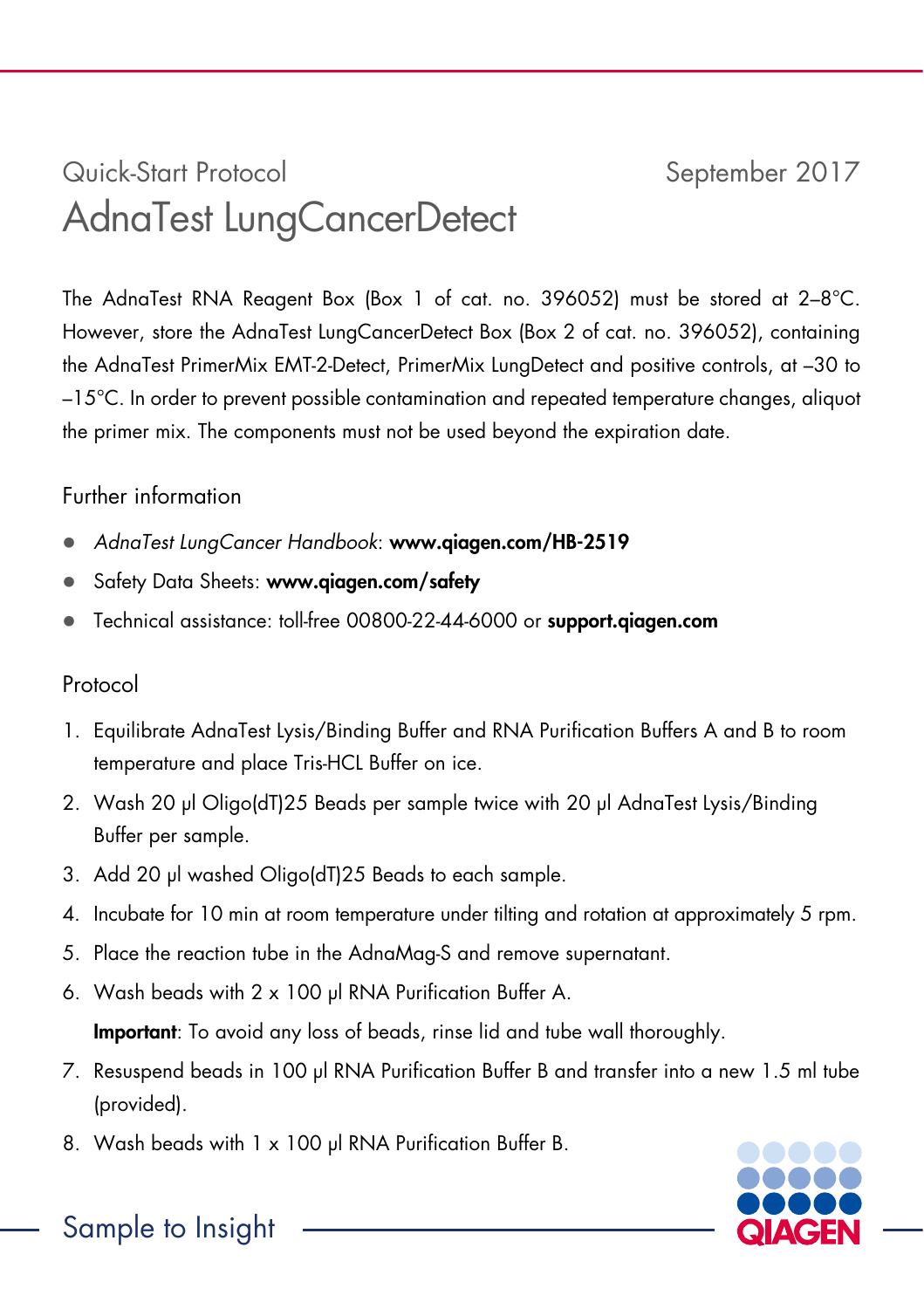Quick-Start Protocol

September 2017

# AdnaTest LungCancerDetect

The AdnaTest RNA Reagent Box (Box 1 of cat. no. 396052) must be stored at 2–8°C. However, store the AdnaTest LungCancerDetect Box (Box 2 of cat. no. 396052), containing the AdnaTest PrimerMix EMT-2-Detect, PrimerMix LungDetect and positive controls, at –30 to –15°C. In order to prevent possible contamination and repeated temperature changes, aliquot the primer mix. The components must not be used beyond the expiration date.

## Further information

- *AdnaTest LungCancer Handbook*: **www.qiagen.com/HB-2519**
- Safety Data Sheets: **www.qiagen.com/safety**
- Technical assistance: toll-free 00800-22-44-6000 or **support.qiagen.com**

## Protocol

1. Equilibrate AdnaTest Lysis/Binding Buffer and RNA Purification Buffers A and B to room temperature and place Tris-HCL Buffer on ice.
2. Wash 20 µl Oligo(dT)25 Beads per sample twice with 20 µl AdnaTest Lysis/Binding Buffer per sample.
3. Add 20 µl washed Oligo(dT)25 Beads to each sample.
4. Incubate for 10 min at room temperature under tilting and rotation at approximately 5 rpm.
5. Place the reaction tube in the AdnaMag-S and remove supernatant.
6. Wash beads with 2 x 100 µl RNA Purification Buffer A.

   **Important**: To avoid any loss of beads, rinse lid and tube wall thoroughly.
7. Resuspend beads in 100 µl RNA Purification Buffer B and transfer into a new 1.5 ml tube (provided).
8. Wash beads with 1 x 100 µl RNA Purification Buffer B.

Sample to Insight

QIAGEN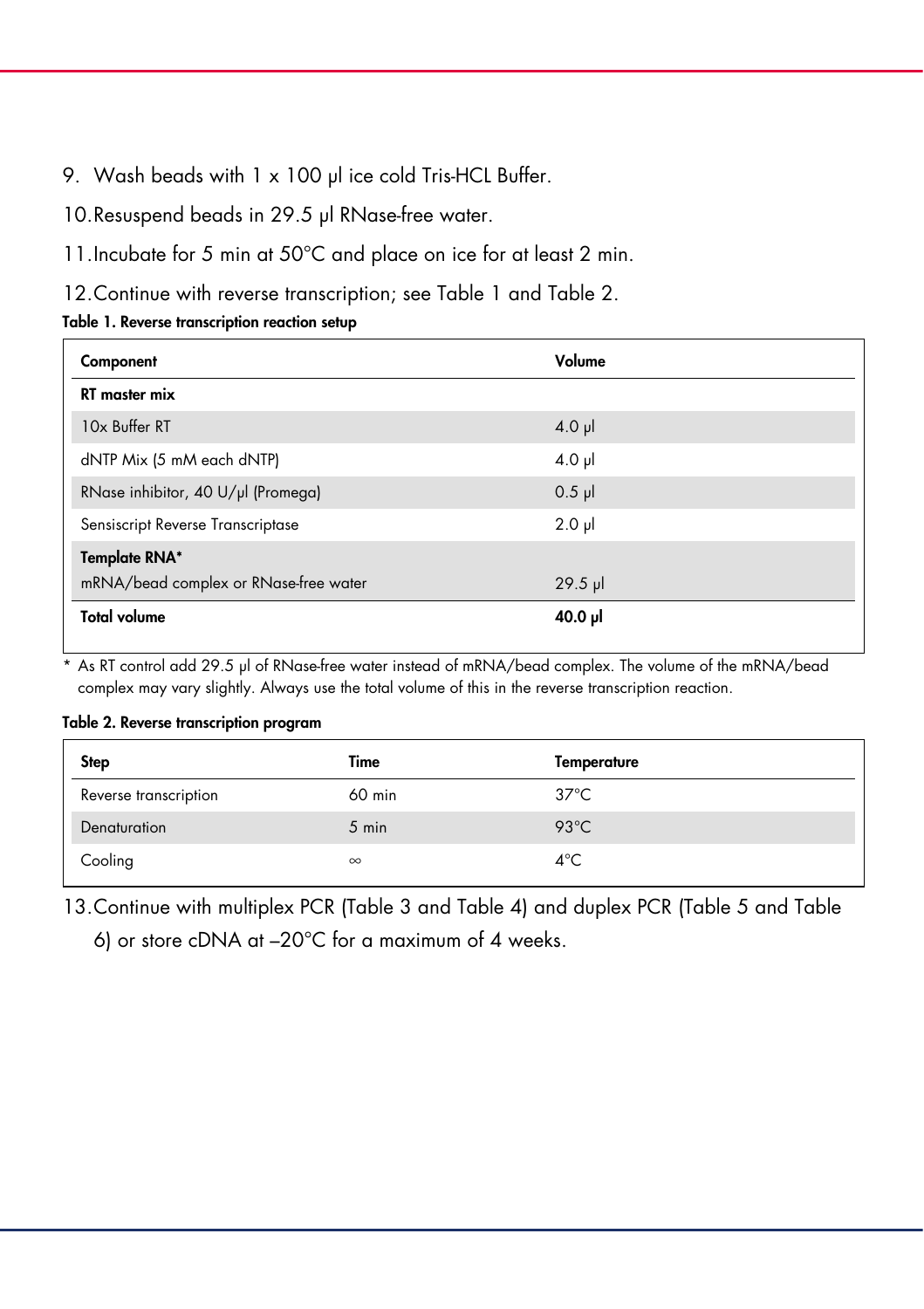9. Wash beads with 1 x 100 µl ice cold Tris-HCL Buffer.
10. Resuspend beads in 29.5 µl RNase-free water.
11. Incubate for 5 min at 50°C and place on ice for at least 2 min.
12. Continue with reverse transcription; see Table 1 and Table 2.

**Table 1. Reverse transcription reaction setup**

| Component | Volume |
|---|---|
| **RT master mix** | |
| 10x Buffer RT | 4.0 µl |
| dNTP Mix (5 mM each dNTP) | 4.0 µl |
| RNase inhibitor, 40 U/µl (Promega) | 0.5 µl |
| Sensiscript Reverse Transcriptase | 2.0 µl |
| **Template RNA*** mRNA/bead complex or RNase-free water | 29.5 µl |
| **Total volume** | **40.0 µl** |

\* As RT control add 29.5 µl of RNase-free water instead of mRNA/bead complex. The volume of the mRNA/bead complex may vary slightly. Always use the total volume of this in the reverse transcription reaction.

**Table 2. Reverse transcription program**

| Step | Time | Temperature |
|---|---|---|
| Reverse transcription | 60 min | 37°C |
| Denaturation | 5 min | 93°C |
| Cooling | ∞ | 4°C |

13. Continue with multiplex PCR (Table 3 and Table 4) and duplex PCR (Table 5 and Table 6) or store cDNA at –20°C for a maximum of 4 weeks.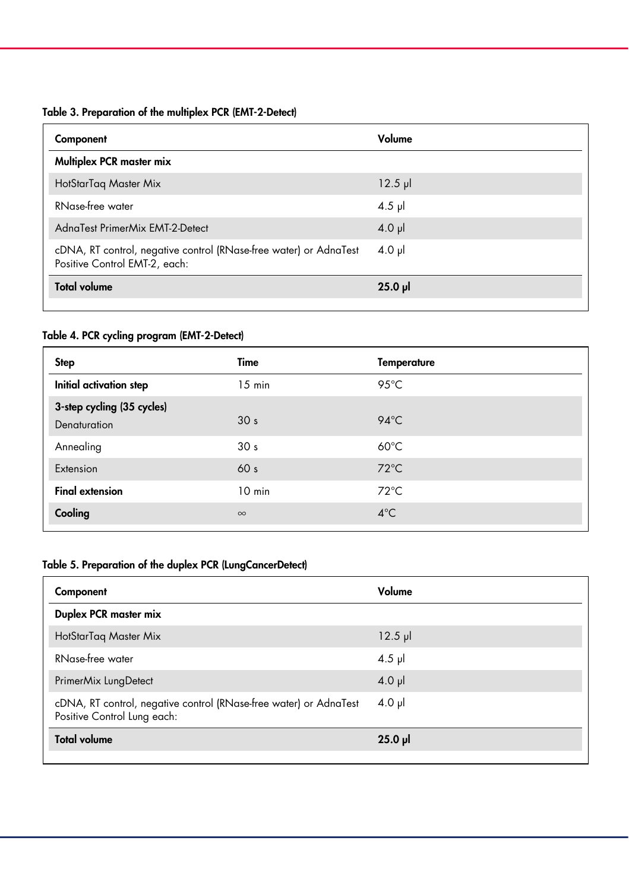**Table 3. Preparation of the multiplex PCR (EMT-2-Detect)**

| Component | Volume |
|---|---|
| **Multiplex PCR master mix** | |
| HotStarTaq Master Mix | 12.5 µl |
| RNase-free water | 4.5 µl |
| AdnaTest PrimerMix EMT-2-Detect | 4.0 µl |
| cDNA, RT control, negative control (RNase-free water) or AdnaTest Positive Control EMT-2, each: | 4.0 µl |
| **Total volume** | **25.0 µl** |

**Table 4. PCR cycling program (EMT-2-Detect)**

| Step | Time | Temperature |
|---|---|---|
| **Initial activation step** | 15 min | 95°C |
| **3-step cycling (35 cycles)** | | |
| Denaturation | 30 s | 94°C |
| Annealing | 30 s | 60°C |
| Extension | 60 s | 72°C |
| **Final extension** | 10 min | 72°C |
| **Cooling** | ∞ | 4°C |

**Table 5. Preparation of the duplex PCR (LungCancerDetect)**

| Component | Volume |
|---|---|
| **Duplex PCR master mix** | |
| HotStarTaq Master Mix | 12.5 µl |
| RNase-free water | 4.5 µl |
| PrimerMix LungDetect | 4.0 µl |
| cDNA, RT control, negative control (RNase-free water) or AdnaTest Positive Control Lung each: | 4.0 µl |
| **Total volume** | **25.0 µl** |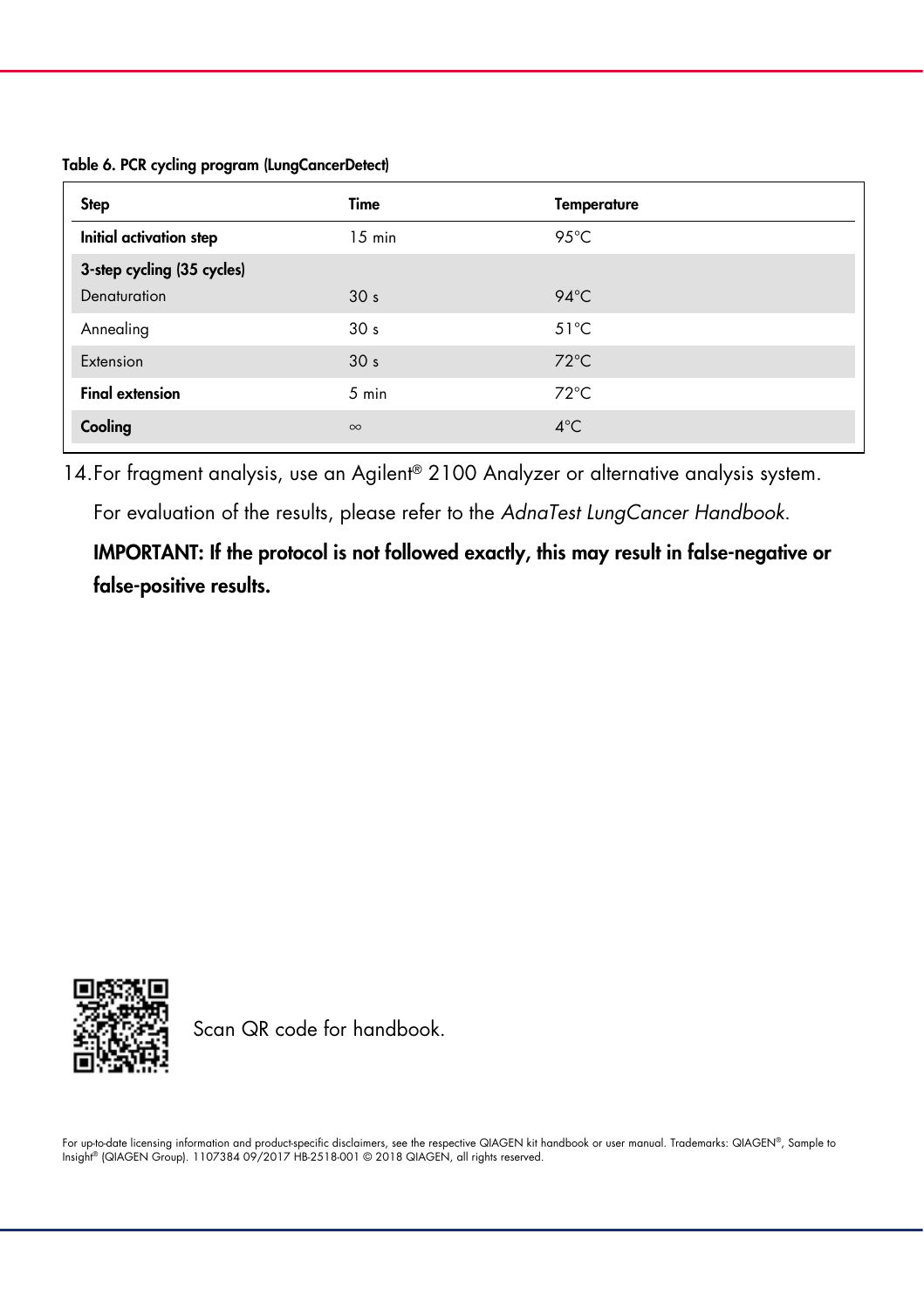**Table 6. PCR cycling program (LungCancerDetect)**

| Step | Time | Temperature |
|---|---|---|
| **Initial activation step** | 15 min | 95°C |
| **3-step cycling (35 cycles)** | | |
| Denaturation | 30 s | 94°C |
| Annealing | 30 s | 51°C |
| Extension | 30 s | 72°C |
| **Final extension** | 5 min | 72°C |
| **Cooling** | ∞ | 4°C |

14. For fragment analysis, use an Agilent® 2100 Analyzer or alternative analysis system.

    For evaluation of the results, please refer to the *AdnaTest LungCancer Handbook*.

    **IMPORTANT: If the protocol is not followed exactly, this may result in false-negative or false-positive results.**

Scan QR code for handbook.

For up-to-date licensing information and product-specific disclaimers, see the respective QIAGEN kit handbook or user manual. Trademarks: QIAGEN®, Sample to Insight® (QIAGEN Group). 1107384 09/2017 HB-2518-001 © 2018 QIAGEN, all rights reserved.